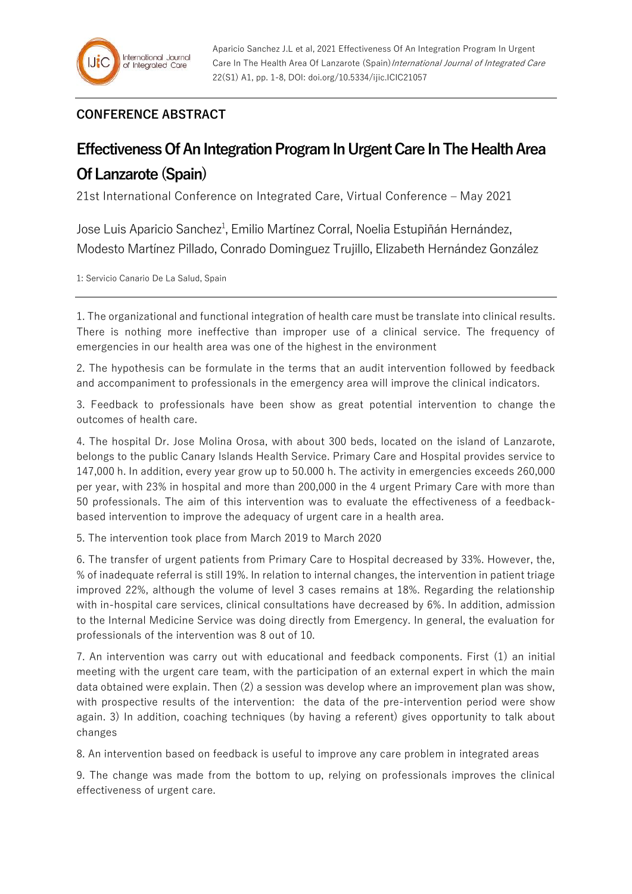## CONFERENCE ABSTRACT

# Effectiveness Of An Integration Program In Urgent Care In The Health Area Of Lanzarote (Spain)

21st International Conference on Integrated Care, Virtual Conference – May 2021

Jose Luis Aparicio Sanchez[1], Emilio Martínez Corral, Noelia Estupiñán Hernández, Modesto Martínez Pillado, Conrado Dominguez Trujillo, Elizabeth Hernández González

1: Servicio Canario De La Salud, Spain

1. The organizational and functional integration of health care must be translate into clinical results. There is nothing more ineffective than improper use of a clinical service. The frequency of emergencies in our health area was one of the highest in the environment

2. The hypothesis can be formulate in the terms that an audit intervention followed by feedback and accompaniment to professionals in the emergency area will improve the clinical indicators.

3. Feedback to professionals have been show as great potential intervention to change the outcomes of health care.

4. The hospital Dr. Jose Molina Orosa, with about 300 beds, located on the island of Lanzarote, belongs to the public Canary Islands Health Service. Primary Care and Hospital provides service to 147,000 h. In addition, every year grow up to 50.000 h. The activity in emergencies exceeds 260,000 per year, with 23% in hospital and more than 200,000 in the 4 urgent Primary Care with more than 50 professionals. The aim of this intervention was to evaluate the effectiveness of a feedback-based intervention to improve the adequacy of urgent care in a health area.

5. The intervention took place from March 2019 to March 2020

6. The transfer of urgent patients from Primary Care to Hospital decreased by 33%. However, the, % of inadequate referral is still 19%. In relation to internal changes, the intervention in patient triage improved 22%, although the volume of level 3 cases remains at 18%. Regarding the relationship with in-hospital care services, clinical consultations have decreased by 6%. In addition, admission to the Internal Medicine Service was doing directly from Emergency. In general, the evaluation for professionals of the intervention was 8 out of 10.

7. An intervention was carry out with educational and feedback components. First (1) an initial meeting with the urgent care team, with the participation of an external expert in which the main data obtained were explain. Then (2) a session was develop where an improvement plan was show, with prospective results of the intervention: the data of the pre-intervention period were show again. 3) In addition, coaching techniques (by having a referent) gives opportunity to talk about changes

8. An intervention based on feedback is useful to improve any care problem in integrated areas

9. The change was made from the bottom to up, relying on professionals improves the clinical effectiveness of urgent care.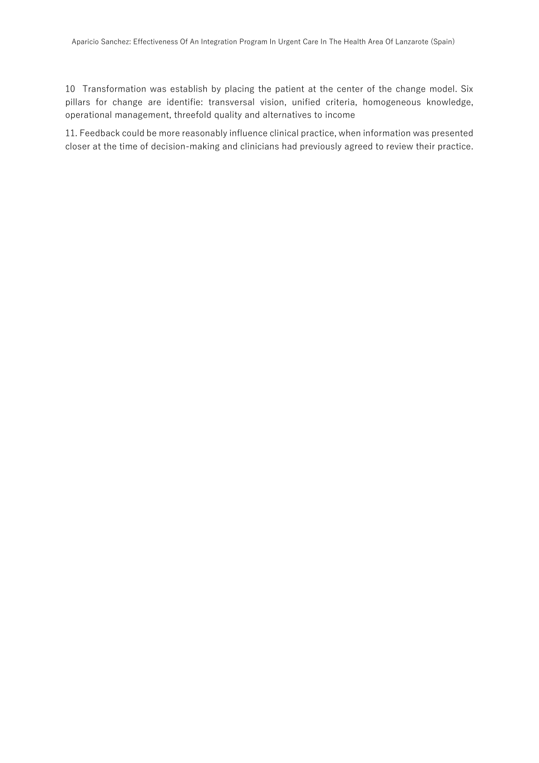10 Transformation was establish by placing the patient at the center of the change model. Six pillars for change are identifie: transversal vision, unified criteria, homogeneous knowledge, operational management, threefold quality and alternatives to income

11. Feedback could be more reasonably influence clinical practice, when information was presented closer at the time of decision-making and clinicians had previously agreed to review their practice.